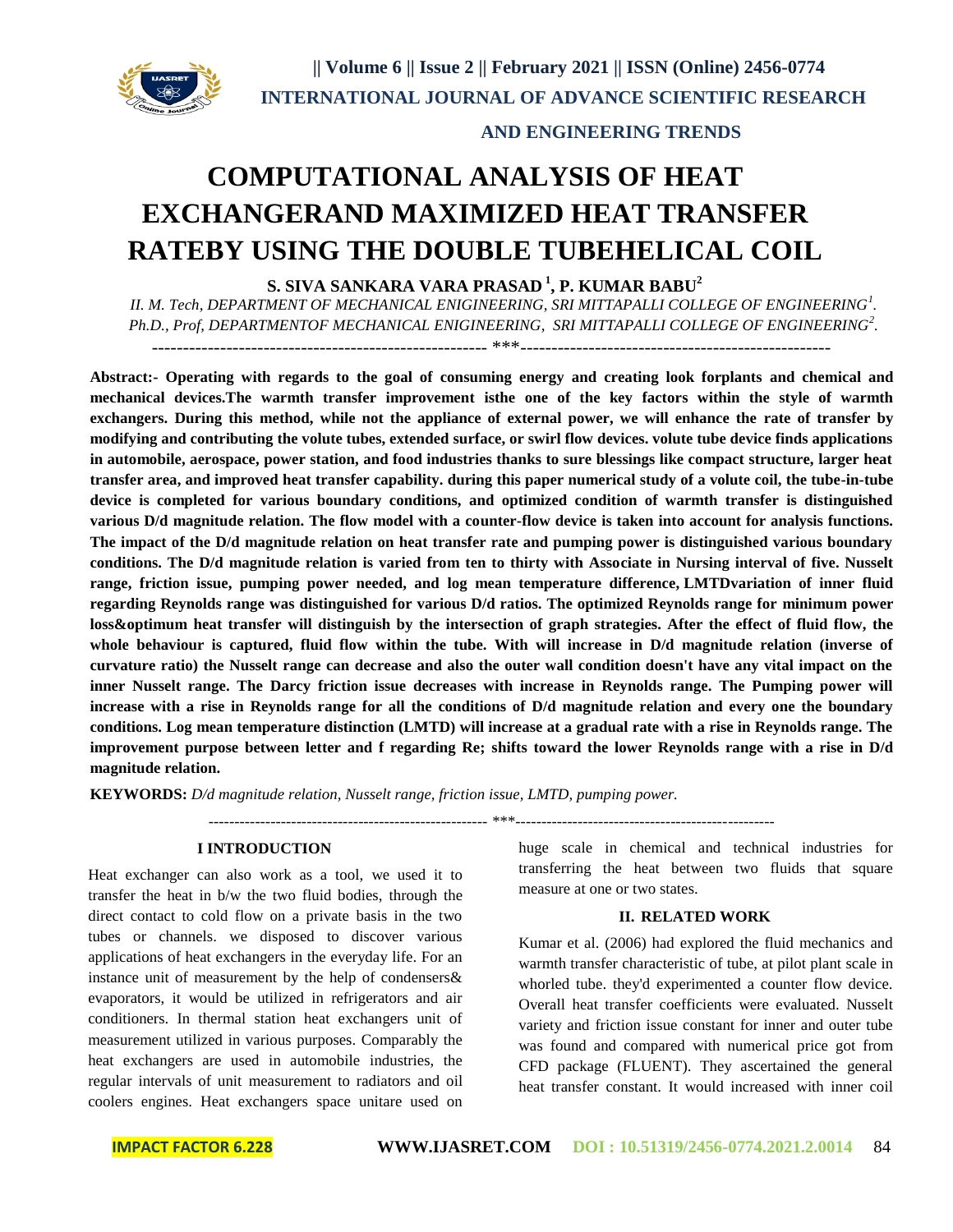# COMPUTATIONAL ANALYSIS OF HEAT EXCHANGERAND MAXIMIZED HEAT TRANSFER RATEBY USING THE DOUBLE TUBEHELICAL COIL

**S. SIVA SANKARA VARA PRASAD [1], P. KUMAR BABU[2]**

*II. M. Tech, DEPARTMENT OF MECHANICAL ENIGINEERING, SRI MITTAPALLI COLLEGE OF ENGINEERING[1].*
*Ph.D., Prof, DEPARTMENTOF MECHANICAL ENIGINEERING, SRI MITTAPALLI COLLEGE OF ENGINEERING[2].*

------------------------------------------------------ ***---------------------------------------------------

**Abstract:- Operating with regards to the goal of consuming energy and creating look forplants and chemical and mechanical devices.The warmth transfer improvement isthe one of the key factors within the style of warmth exchangers. During this method, while not the appliance of external power, we will enhance the rate of transfer by modifying and contributing the volute tubes, extended surface, or swirl flow devices. volute tube device finds applications in automobile, aerospace, power station, and food industries thanks to sure blessings like compact structure, larger heat transfer area, and improved heat transfer capability. during this paper numerical study of a volute coil, the tube-in-tube device is completed for various boundary conditions, and optimized condition of warmth transfer is distinguished various D/d magnitude relation. The flow model with a counter-flow device is taken into account for analysis functions. The impact of the D/d magnitude relation on heat transfer rate and pumping power is distinguished various boundary conditions. The D/d magnitude relation is varied from ten to thirty with Associate in Nursing interval of five. Nusselt range, friction issue, pumping power needed, and log mean temperature difference, LMTDvariation of inner fluid regarding Reynolds range was distinguished for various D/d ratios. The optimized Reynolds range for minimum power loss&optimum heat transfer will distinguish by the intersection of graph strategies. After the effect of fluid flow, the whole behaviour is captured, fluid flow within the tube. With will increase in D/d magnitude relation (inverse of curvature ratio) the Nusselt range can decrease and also the outer wall condition doesn't have any vital impact on the inner Nusselt range. The Darcy friction issue decreases with increase in Reynolds range. The Pumping power will increase with a rise in Reynolds range for all the conditions of D/d magnitude relation and every one the boundary conditions. Log mean temperature distinction (LMTD) will increase at a gradual rate with a rise in Reynolds range. The improvement purpose between letter and f regarding Re; shifts toward the lower Reynolds range with a rise in D/d magnitude relation.**

**KEYWORDS:** *D/d magnitude relation, Nusselt range, friction issue, LMTD, pumping power.*

------------------------------------------------------ ***---------------------------------------------------

## I INTRODUCTION

Heat exchanger can also work as a tool, we used it to transfer the heat in b/w the two fluid bodies, through the direct contact to cold flow on a private basis in the two tubes or channels. we disposed to discover various applications of heat exchangers in the everyday life. For an instance unit of measurement by the help of condensers& evaporators, it would be utilized in refrigerators and air conditioners. In thermal station heat exchangers unit of measurement utilized in various purposes. Comparably the heat exchangers are used in automobile industries, the regular intervals of unit measurement to radiators and oil coolers engines. Heat exchangers space unitare used on huge scale in chemical and technical industries for transferring the heat between two fluids that square measure at one or two states.

## II. RELATED WORK

Kumar et al. (2006) had explored the fluid mechanics and warmth transfer characteristic of tube, at pilot plant scale in whorled tube. they'd experimented a counter flow device. Overall heat transfer coefficients were evaluated. Nusselt variety and friction issue constant for inner and outer tube was found and compared with numerical price got from CFD package (FLUENT). They ascertained the general heat transfer constant. It would increased with inner coil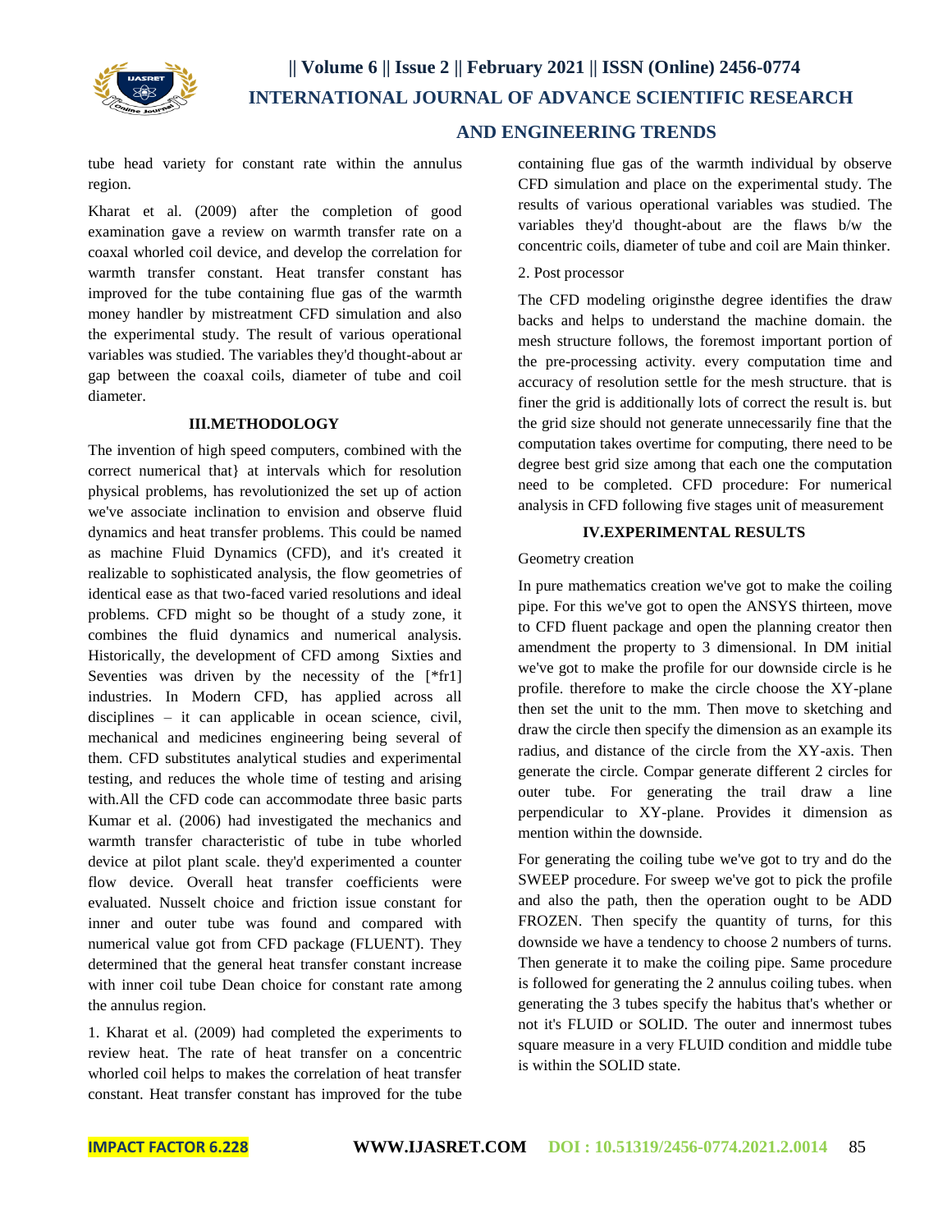tube head variety for constant rate within the annulus region.

Kharat et al. (2009) after the completion of good examination gave a review on warmth transfer rate on a coaxal whorled coil device, and develop the correlation for warmth transfer constant. Heat transfer constant has improved for the tube containing flue gas of the warmth money handler by mistreatment CFD simulation and also the experimental study. The result of various operational variables was studied. The variables they'd thought-about ar gap between the coaxal coils, diameter of tube and coil diameter.

## III.METHODOLOGY

The invention of high speed computers, combined with the correct numerical that} at intervals which for resolution physical problems, has revolutionized the set up of action we've associate inclination to envision and observe fluid dynamics and heat transfer problems. This could be named as machine Fluid Dynamics (CFD), and it's created it realizable to sophisticated analysis, the flow geometries of identical ease as that two-faced varied resolutions and ideal problems. CFD might so be thought of a study zone, it combines the fluid dynamics and numerical analysis. Historically, the development of CFD among Sixties and Seventies was driven by the necessity of the [*fr1] industries. In Modern CFD, has applied across all disciplines – it can applicable in ocean science, civil, mechanical and medicines engineering being several of them. CFD substitutes analytical studies and experimental testing, and reduces the whole time of testing and arising with.All the CFD code can accommodate three basic parts Kumar et al. (2006) had investigated the mechanics and warmth transfer characteristic of tube in tube whorled device at pilot plant scale. they'd experimented a counter flow device. Overall heat transfer coefficients were evaluated. Nusselt choice and friction issue constant for inner and outer tube was found and compared with numerical value got from CFD package (FLUENT). They determined that the general heat transfer constant increase with inner coil tube Dean choice for constant rate among the annulus region.

1. Kharat et al. (2009) had completed the experiments to review heat. The rate of heat transfer on a concentric whorled coil helps to makes the correlation of heat transfer constant. Heat transfer constant has improved for the tube containing flue gas of the warmth individual by observe CFD simulation and place on the experimental study. The results of various operational variables was studied. The variables they'd thought-about are the flaws b/w the concentric coils, diameter of tube and coil are Main thinker.

2. Post processor

The CFD modeling originsthe degree identifies the draw backs and helps to understand the machine domain. the mesh structure follows, the foremost important portion of the pre-processing activity. every computation time and accuracy of resolution settle for the mesh structure. that is finer the grid is additionally lots of correct the result is. but the grid size should not generate unnecessarily fine that the computation takes overtime for computing, there need to be degree best grid size among that each one the computation need to be completed. CFD procedure: For numerical analysis in CFD following five stages unit of measurement

## IV.EXPERIMENTAL RESULTS

Geometry creation

In pure mathematics creation we've got to make the coiling pipe. For this we've got to open the ANSYS thirteen, move to CFD fluent package and open the planning creator then amendment the property to 3 dimensional. In DM initial we've got to make the profile for our downside circle is he profile. therefore to make the circle choose the XY-plane then set the unit to the mm. Then move to sketching and draw the circle then specify the dimension as an example its radius, and distance of the circle from the XY-axis. Then generate the circle. Compar generate different 2 circles for outer tube. For generating the trail draw a line perpendicular to XY-plane. Provides it dimension as mention within the downside.

For generating the coiling tube we've got to try and do the SWEEP procedure. For sweep we've got to pick the profile and also the path, then the operation ought to be ADD FROZEN. Then specify the quantity of turns, for this downside we have a tendency to choose 2 numbers of turns. Then generate it to make the coiling pipe. Same procedure is followed for generating the 2 annulus coiling tubes. when generating the 3 tubes specify the habitus that's whether or not it's FLUID or SOLID. The outer and innermost tubes square measure in a very FLUID condition and middle tube is within the SOLID state.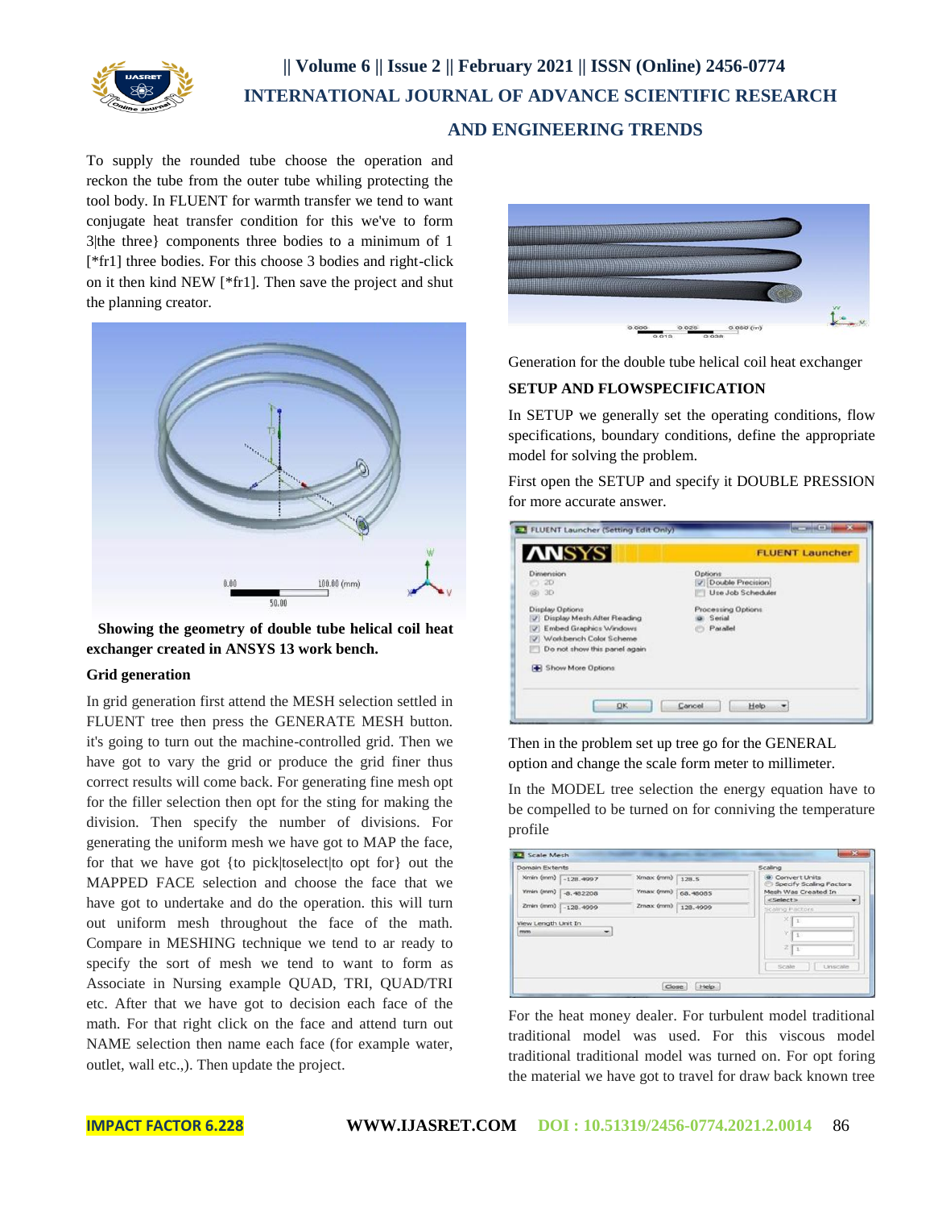To supply the rounded tube choose the operation and reckon the tube from the outer tube whiling protecting the tool body. In FLUENT for warmth transfer we tend to want conjugate heat transfer condition for this we've to form 3|the three} components three bodies to a minimum of 1 [*fr1] three bodies. For this choose 3 bodies and right-click on it then kind NEW [*fr1]. Then save the project and shut the planning creator.

**Showing the geometry of double tube helical coil heat exchanger created in ANSYS 13 work bench.**

**Grid generation**

In grid generation first attend the MESH selection settled in FLUENT tree then press the GENERATE MESH button. it's going to turn out the machine-controlled grid. Then we have got to vary the grid or produce the grid finer thus correct results will come back. For generating fine mesh opt for the filler selection then opt for the sting for making the division. Then specify the number of divisions. For generating the uniform mesh we have got to MAP the face, for that we have got {to pick|toselect|to opt for} out the MAPPED FACE selection and choose the face that we have got to undertake and do the operation. this will turn out uniform mesh throughout the face of the math. Compare in MESHING technique we tend to ar ready to specify the sort of mesh we tend to want to form as Associate in Nursing example QUAD, TRI, QUAD/TRI etc. After that we have got to decision each face of the math. For that right click on the face and attend turn out NAME selection then name each face (for example water, outlet, wall etc.,). Then update the project.

Generation for the double tube helical coil heat exchanger

**SETUP AND FLOWSPECIFICATION**

In SETUP we generally set the operating conditions, flow specifications, boundary conditions, define the appropriate model for solving the problem.

First open the SETUP and specify it DOUBLE PRESSION for more accurate answer.

Then in the problem set up tree go for the GENERAL option and change the scale form meter to millimeter.

In the MODEL tree selection the energy equation have to be compelled to be turned on for conniving the temperature profile

For the heat money dealer. For turbulent model traditional traditional model was used. For this viscous model traditional traditional model was turned on. For opt foring the material we have got to travel for draw back known tree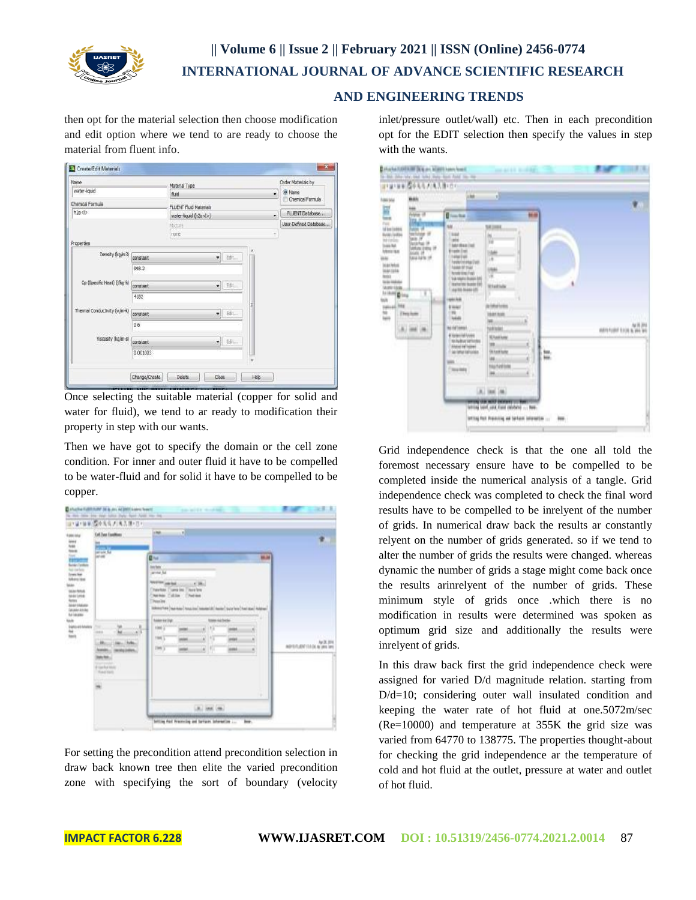then opt for the material selection then choose modification and edit option where we tend to are ready to choose the material from fluent info.

Once selecting the suitable material (copper for solid and water for fluid), we tend to ar ready to modification their property in step with our wants.

Then we have got to specify the domain or the cell zone condition. For inner and outer fluid it have to be compelled to be water-fluid and for solid it have to be compelled to be copper.

For setting the precondition attend precondition selection in draw back known tree then elite the varied precondition zone with specifying the sort of boundary (velocity inlet/pressure outlet/wall) etc. Then in each precondition opt for the EDIT selection then specify the values in step with the wants.

Grid independence check is that the one all told the foremost necessary ensure have to be compelled to be completed inside the numerical analysis of a tangle. Grid independence check was completed to check the final word results have to be compelled to be inrelyent of the number of grids. In numerical draw back the results ar constantly relyent on the number of grids generated. so if we tend to alter the number of grids the results were changed. whereas dynamic the number of grids a stage might come back once the results arinrelyent of the number of grids. These minimum style of grids once .which there is no modification in results were determined was spoken as optimum grid size and additionally the results were inrelyent of grids.

In this draw back first the grid independence check were assigned for varied D/d magnitude relation. starting from D/d=10; considering outer wall insulated condition and keeping the water rate of hot fluid at one.5072m/sec (Re=10000) and temperature at 355K the grid size was varied from 64770 to 138775. The properties thought-about for checking the grid independence ar the temperature of cold and hot fluid at the outlet, pressure at water and outlet of hot fluid.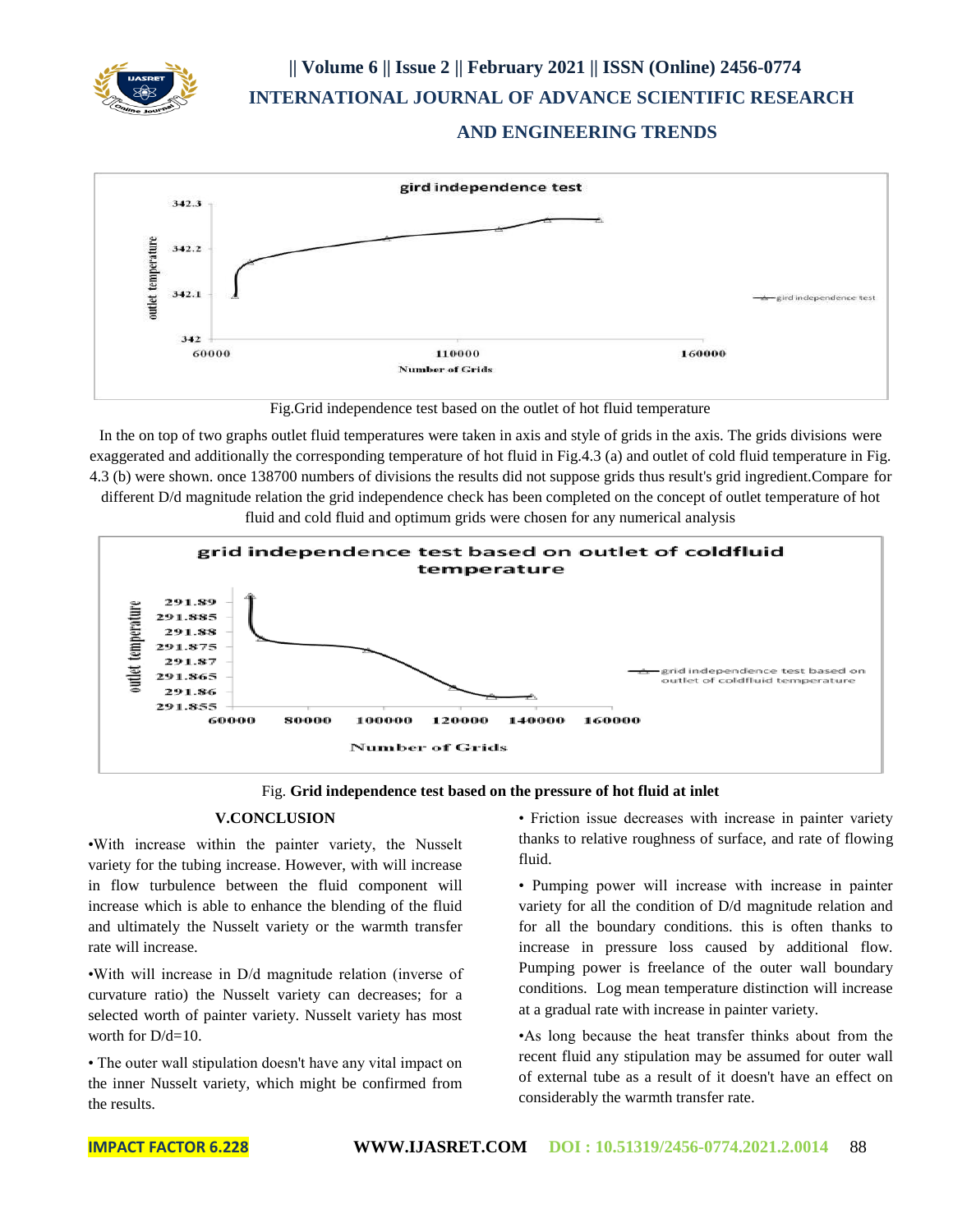Fig.Grid independence test based on the outlet of hot fluid temperature

In the on top of two graphs outlet fluid temperatures were taken in axis and style of grids in the axis. The grids divisions were exaggerated and additionally the corresponding temperature of hot fluid in Fig.4.3 (a) and outlet of cold fluid temperature in Fig. 4.3 (b) were shown. once 138700 numbers of divisions the results did not suppose grids thus result's grid ingredient.Compare for different D/d magnitude relation the grid independence check has been completed on the concept of outlet temperature of hot fluid and cold fluid and optimum grids were chosen for any numerical analysis

Fig. **Grid independence test based on the pressure of hot fluid at inlet**

## V.CONCLUSION

•With increase within the painter variety, the Nusselt variety for the tubing increase. However, with will increase in flow turbulence between the fluid component will increase which is able to enhance the blending of the fluid and ultimately the Nusselt variety or the warmth transfer rate will increase.

•With will increase in D/d magnitude relation (inverse of curvature ratio) the Nusselt variety can decreases; for a selected worth of painter variety. Nusselt variety has most worth for D/d=10.

• The outer wall stipulation doesn't have any vital impact on the inner Nusselt variety, which might be confirmed from the results.

• Friction issue decreases with increase in painter variety thanks to relative roughness of surface, and rate of flowing fluid.

• Pumping power will increase with increase in painter variety for all the condition of D/d magnitude relation and for all the boundary conditions. this is often thanks to increase in pressure loss caused by additional flow. Pumping power is freelance of the outer wall boundary conditions. Log mean temperature distinction will increase at a gradual rate with increase in painter variety.

•As long because the heat transfer thinks about from the recent fluid any stipulation may be assumed for outer wall of external tube as a result of it doesn't have an effect on considerably the warmth transfer rate.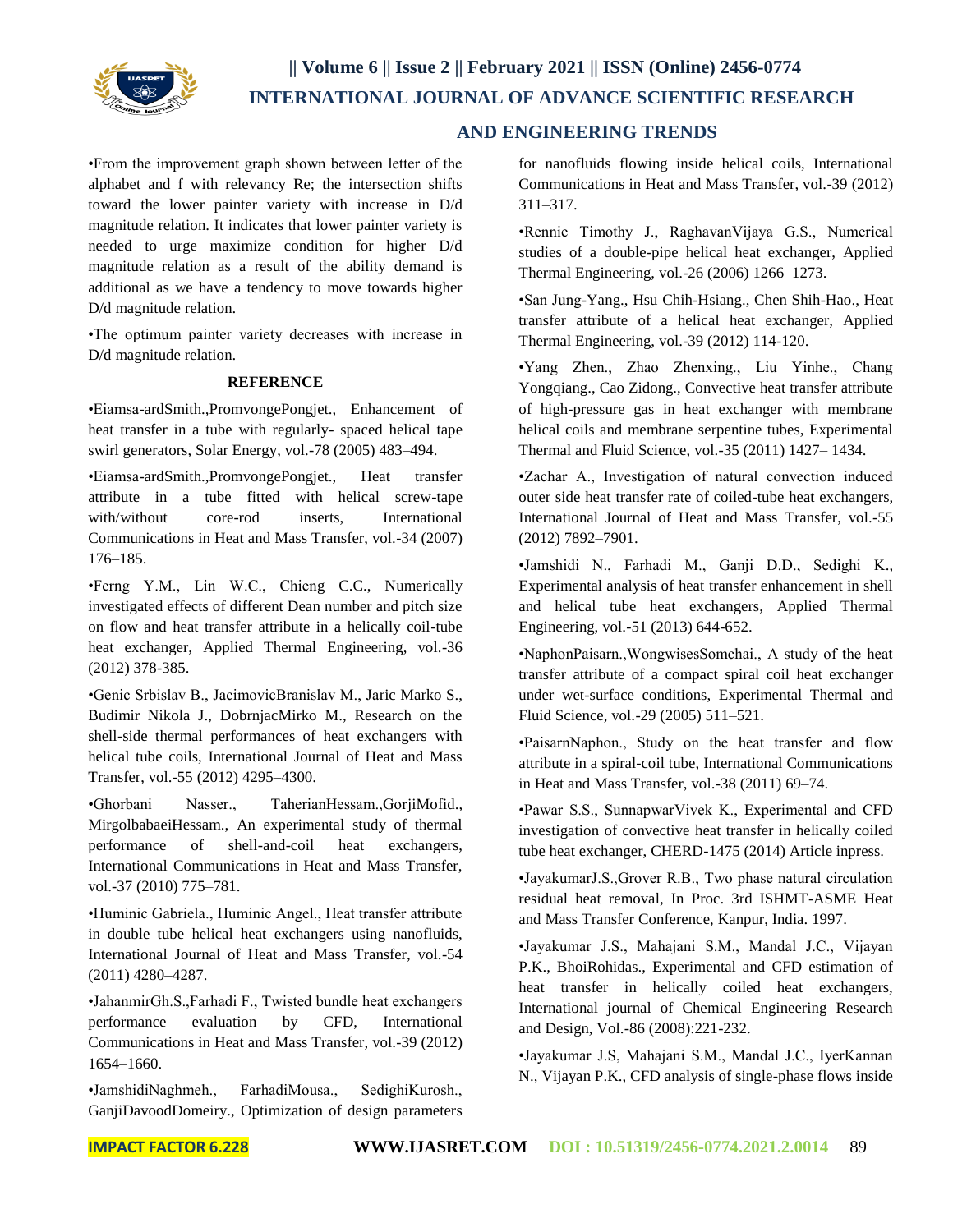•From the improvement graph shown between letter of the alphabet and f with relevancy Re; the intersection shifts toward the lower painter variety with increase in D/d magnitude relation. It indicates that lower painter variety is needed to urge maximize condition for higher D/d magnitude relation as a result of the ability demand is additional as we have a tendency to move towards higher D/d magnitude relation.

•The optimum painter variety decreases with increase in D/d magnitude relation.

**REFERENCE**

•Eiamsa-ardSmith.,PromvongePongjet., Enhancement of heat transfer in a tube with regularly- spaced helical tape swirl generators, Solar Energy, vol.-78 (2005) 483–494.

•Eiamsa-ardSmith.,PromvongePongjet., Heat transfer attribute in a tube fitted with helical screw-tape with/without core-rod inserts, International Communications in Heat and Mass Transfer, vol.-34 (2007) 176–185.

•Ferng Y.M., Lin W.C., Chieng C.C., Numerically investigated effects of different Dean number and pitch size on flow and heat transfer attribute in a helically coil-tube heat exchanger, Applied Thermal Engineering, vol.-36 (2012) 378-385.

•Genic Srbislav B., JacimovicBranislav M., Jaric Marko S., Budimir Nikola J., DobrnjacMirko M., Research on the shell-side thermal performances of heat exchangers with helical tube coils, International Journal of Heat and Mass Transfer, vol.-55 (2012) 4295–4300.

•Ghorbani Nasser., TaherianHessam.,GorjiMofid., MirgolbabaeiHessam., An experimental study of thermal performance of shell-and-coil heat exchangers, International Communications in Heat and Mass Transfer, vol.-37 (2010) 775–781.

•Huminic Gabriela., Huminic Angel., Heat transfer attribute in double tube helical heat exchangers using nanofluids, International Journal of Heat and Mass Transfer, vol.-54 (2011) 4280–4287.

•JahanmirGh.S.,Farhadi F., Twisted bundle heat exchangers performance evaluation by CFD, International Communications in Heat and Mass Transfer, vol.-39 (2012) 1654–1660.

•JamshidiNaghmeh., FarhadiMousa., SedighiKurosh., GanjiDavoodDomeiry., Optimization of design parameters for nanofluids flowing inside helical coils, International Communications in Heat and Mass Transfer, vol.-39 (2012) 311–317.

•Rennie Timothy J., RaghavanVijaya G.S., Numerical studies of a double-pipe helical heat exchanger, Applied Thermal Engineering, vol.-26 (2006) 1266–1273.

•San Jung-Yang., Hsu Chih-Hsiang., Chen Shih-Hao., Heat transfer attribute of a helical heat exchanger, Applied Thermal Engineering, vol.-39 (2012) 114-120.

•Yang Zhen., Zhao Zhenxing., Liu Yinhe., Chang Yongqiang., Cao Zidong., Convective heat transfer attribute of high-pressure gas in heat exchanger with membrane helical coils and membrane serpentine tubes, Experimental Thermal and Fluid Science, vol.-35 (2011) 1427– 1434.

•Zachar A., Investigation of natural convection induced outer side heat transfer rate of coiled-tube heat exchangers, International Journal of Heat and Mass Transfer, vol.-55 (2012) 7892–7901.

•Jamshidi N., Farhadi M., Ganji D.D., Sedighi K., Experimental analysis of heat transfer enhancement in shell and helical tube heat exchangers, Applied Thermal Engineering, vol.-51 (2013) 644-652.

•NaphonPaisarn.,WongwisesSomchai., A study of the heat transfer attribute of a compact spiral coil heat exchanger under wet-surface conditions, Experimental Thermal and Fluid Science, vol.-29 (2005) 511–521.

•PaisarnNaphon., Study on the heat transfer and flow attribute in a spiral-coil tube, International Communications in Heat and Mass Transfer, vol.-38 (2011) 69–74.

•Pawar S.S., SunnapwarVivek K., Experimental and CFD investigation of convective heat transfer in helically coiled tube heat exchanger, CHERD-1475 (2014) Article inpress.

•JayakumarJ.S.,Grover R.B., Two phase natural circulation residual heat removal, In Proc. 3rd ISHMT-ASME Heat and Mass Transfer Conference, Kanpur, India. 1997.

•Jayakumar J.S., Mahajani S.M., Mandal J.C., Vijayan P.K., BhoiRohidas., Experimental and CFD estimation of heat transfer in helically coiled heat exchangers, International journal of Chemical Engineering Research and Design, Vol.-86 (2008):221-232.

•Jayakumar J.S, Mahajani S.M., Mandal J.C., IyerKannan N., Vijayan P.K., CFD analysis of single-phase flows inside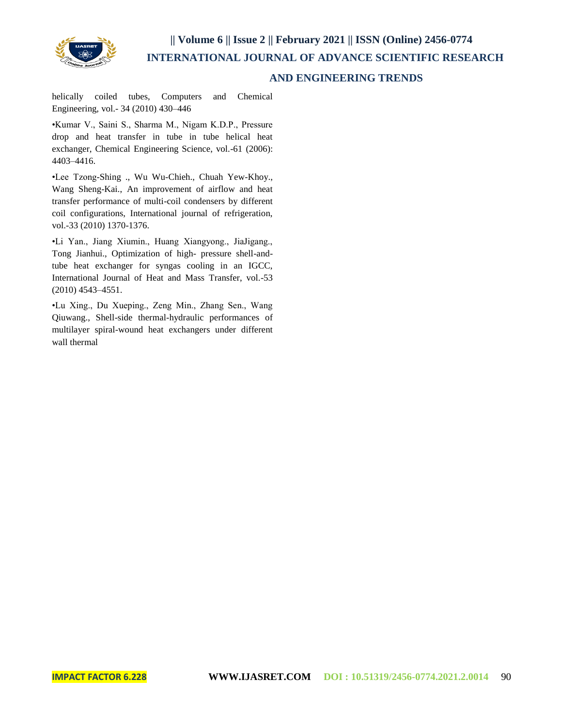helically coiled tubes, Computers and Chemical Engineering, vol.- 34 (2010) 430–446

•Kumar V., Saini S., Sharma M., Nigam K.D.P., Pressure drop and heat transfer in tube in tube helical heat exchanger, Chemical Engineering Science, vol.-61 (2006): 4403–4416.

•Lee Tzong-Shing ., Wu Wu-Chieh., Chuah Yew-Khoy., Wang Sheng-Kai., An improvement of airflow and heat transfer performance of multi-coil condensers by different coil configurations, International journal of refrigeration, vol.-33 (2010) 1370-1376.

•Li Yan., Jiang Xiumin., Huang Xiangyong., JiaJigang., Tong Jianhui., Optimization of high- pressure shell-and-tube heat exchanger for syngas cooling in an IGCC, International Journal of Heat and Mass Transfer, vol.-53 (2010) 4543–4551.

•Lu Xing., Du Xueping., Zeng Min., Zhang Sen., Wang Qiuwang., Shell-side thermal-hydraulic performances of multilayer spiral-wound heat exchangers under different wall thermal